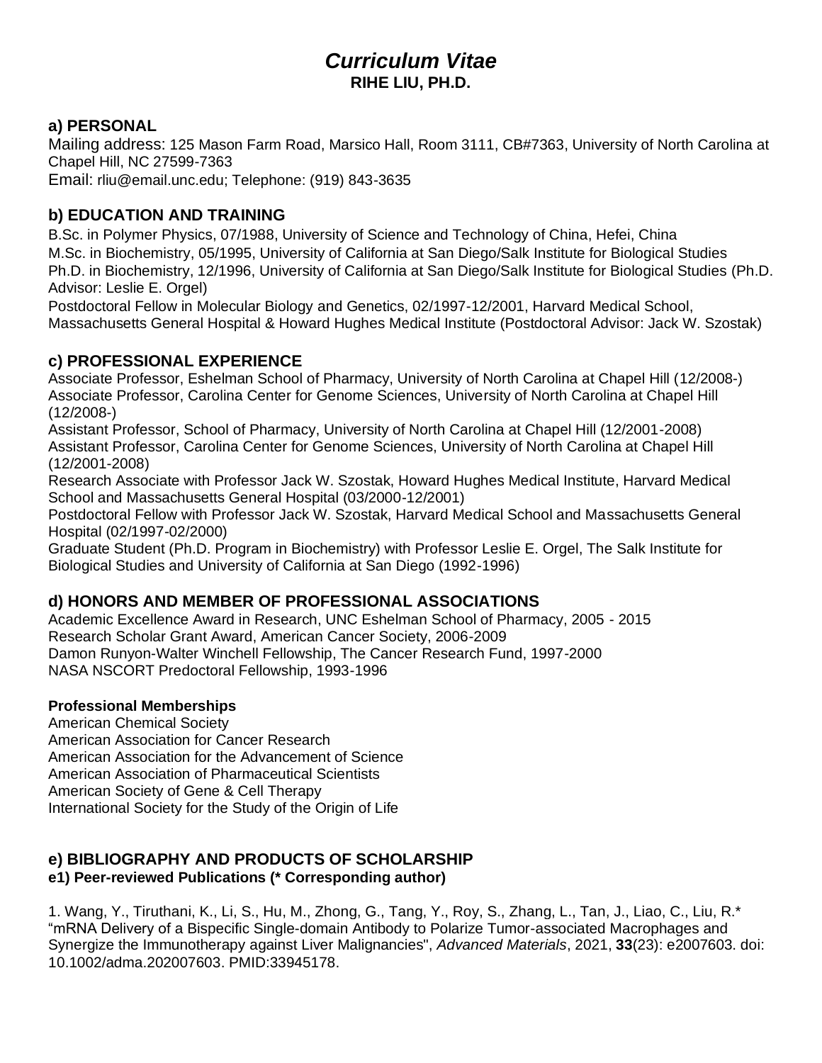# *Curriculum Vitae*

**RIHE LIU, PH.D.**

## a) PERSONAL

Mailing address: 125 Mason Farm Road, Marsico Hall, Room 3111, CB#7363, University of North Carolina at Chapel Hill, NC 27599-7363

Email: rliu@email.unc.edu; Telephone: (919) 843-3635

## b) EDUCATION AND TRAINING

B.Sc. in Polymer Physics, 07/1988, University of Science and Technology of China, Hefei, China

M.Sc. in Biochemistry, 05/1995, University of California at San Diego/Salk Institute for Biological Studies

Ph.D. in Biochemistry, 12/1996, University of California at San Diego/Salk Institute for Biological Studies (Ph.D. Advisor: Leslie E. Orgel)

Postdoctoral Fellow in Molecular Biology and Genetics, 02/1997-12/2001, Harvard Medical School, Massachusetts General Hospital & Howard Hughes Medical Institute (Postdoctoral Advisor: Jack W. Szostak)

## c) PROFESSIONAL EXPERIENCE

Associate Professor, Eshelman School of Pharmacy, University of North Carolina at Chapel Hill (12/2008-)

Associate Professor, Carolina Center for Genome Sciences, University of North Carolina at Chapel Hill (12/2008-)

Assistant Professor, School of Pharmacy, University of North Carolina at Chapel Hill (12/2001-2008)

Assistant Professor, Carolina Center for Genome Sciences, University of North Carolina at Chapel Hill (12/2001-2008)

Research Associate with Professor Jack W. Szostak, Howard Hughes Medical Institute, Harvard Medical School and Massachusetts General Hospital (03/2000-12/2001)

Postdoctoral Fellow with Professor Jack W. Szostak, Harvard Medical School and Massachusetts General Hospital (02/1997-02/2000)

Graduate Student (Ph.D. Program in Biochemistry) with Professor Leslie E. Orgel, The Salk Institute for Biological Studies and University of California at San Diego (1992-1996)

## d) HONORS AND MEMBER OF PROFESSIONAL ASSOCIATIONS

Academic Excellence Award in Research, UNC Eshelman School of Pharmacy, 2005 - 2015

Research Scholar Grant Award, American Cancer Society, 2006-2009

Damon Runyon-Walter Winchell Fellowship, The Cancer Research Fund, 1997-2000

NASA NSCORT Predoctoral Fellowship, 1993-1996

### Professional Memberships

American Chemical Society

American Association for Cancer Research

American Association for the Advancement of Science

American Association of Pharmaceutical Scientists

American Society of Gene & Cell Therapy

International Society for the Study of the Origin of Life

## e) BIBLIOGRAPHY AND PRODUCTS OF SCHOLARSHIP

### e1) Peer-reviewed Publications (* Corresponding author)

1. Wang, Y., Tiruthani, K., Li, S., Hu, M., Zhong, G., Tang, Y., Roy, S., Zhang, L., Tan, J., Liao, C., Liu, R.* "mRNA Delivery of a Bispecific Single-domain Antibody to Polarize Tumor-associated Macrophages and Synergize the Immunotherapy against Liver Malignancies", *Advanced Materials*, 2021, **33**(23): e2007603. doi: 10.1002/adma.202007603. PMID:33945178.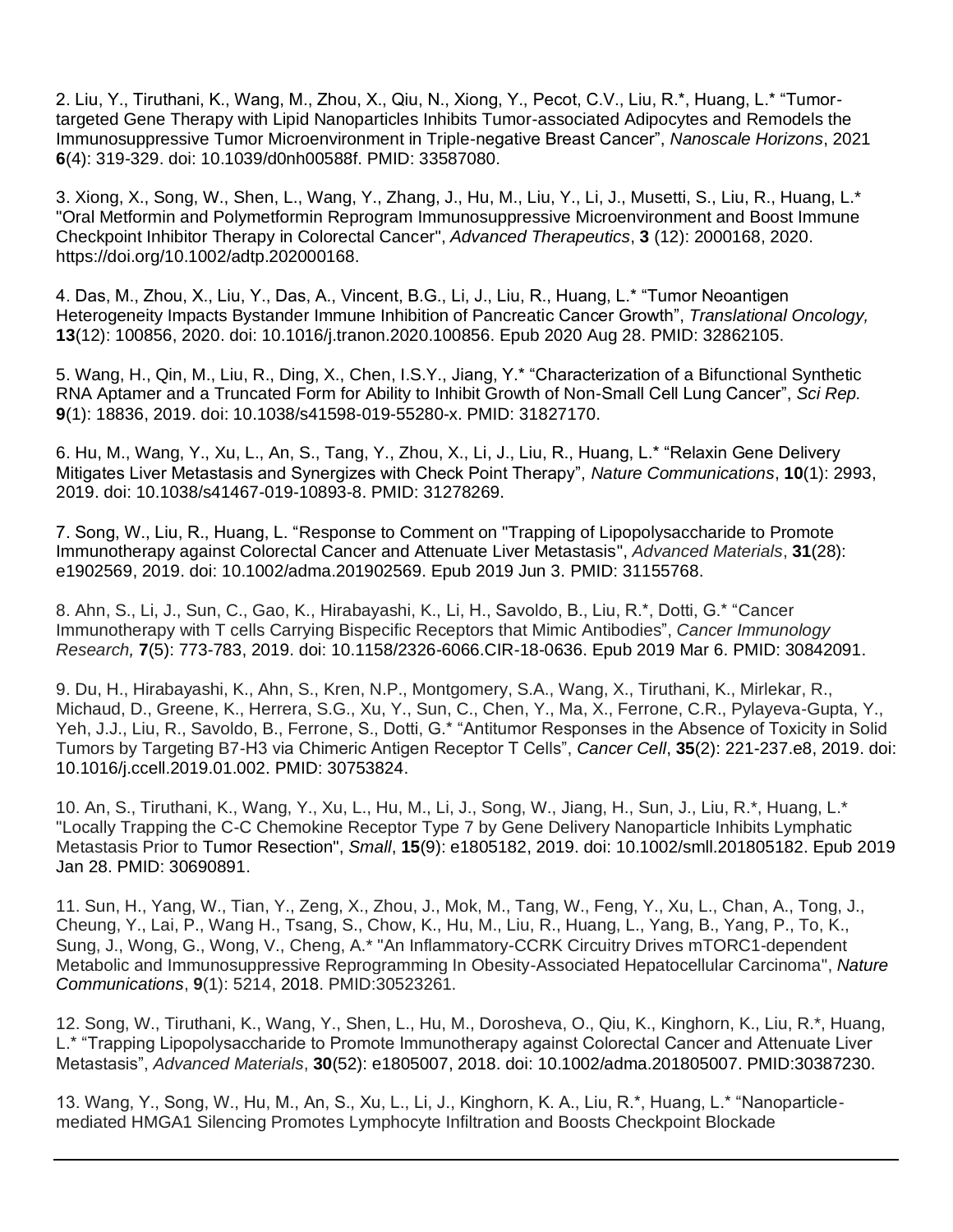2. Liu, Y., Tiruthani, K., Wang, M., Zhou, X., Qiu, N., Xiong, Y., Pecot, C.V., Liu, R.*, Huang, L.* "Tumor-targeted Gene Therapy with Lipid Nanoparticles Inhibits Tumor-associated Adipocytes and Remodels the Immunosuppressive Tumor Microenvironment in Triple-negative Breast Cancer", *Nanoscale Horizons*, 2021 **6**(4): 319-329. doi: 10.1039/d0nh00588f. PMID: 33587080.

3. Xiong, X., Song, W., Shen, L., Wang, Y., Zhang, J., Hu, M., Liu, Y., Li, J., Musetti, S., Liu, R., Huang, L.* "Oral Metformin and Polymetformin Reprogram Immunosuppressive Microenvironment and Boost Immune Checkpoint Inhibitor Therapy in Colorectal Cancer", *Advanced Therapeutics*, **3** (12): 2000168, 2020. https://doi.org/10.1002/adtp.202000168.

4. Das, M., Zhou, X., Liu, Y., Das, A., Vincent, B.G., Li, J., Liu, R., Huang, L.* "Tumor Neoantigen Heterogeneity Impacts Bystander Immune Inhibition of Pancreatic Cancer Growth", *Translational Oncology,* **13**(12): 100856, 2020. doi: 10.1016/j.tranon.2020.100856. Epub 2020 Aug 28. PMID: 32862105.

5. Wang, H., Qin, M., Liu, R., Ding, X., Chen, I.S.Y., Jiang, Y.* "Characterization of a Bifunctional Synthetic RNA Aptamer and a Truncated Form for Ability to Inhibit Growth of Non-Small Cell Lung Cancer", *Sci Rep.* **9**(1): 18836, 2019. doi: 10.1038/s41598-019-55280-x. PMID: 31827170.

6. Hu, M., Wang, Y., Xu, L., An, S., Tang, Y., Zhou, X., Li, J., Liu, R., Huang, L.* "Relaxin Gene Delivery Mitigates Liver Metastasis and Synergizes with Check Point Therapy", *Nature Communications*, **10**(1): 2993, 2019. doi: 10.1038/s41467-019-10893-8. PMID: 31278269.

7. Song, W., Liu, R., Huang, L. "Response to Comment on "Trapping of Lipopolysaccharide to Promote Immunotherapy against Colorectal Cancer and Attenuate Liver Metastasis", *Advanced Materials*, **31**(28): e1902569, 2019. doi: 10.1002/adma.201902569. Epub 2019 Jun 3. PMID: 31155768.

8. Ahn, S., Li, J., Sun, C., Gao, K., Hirabayashi, K., Li, H., Savoldo, B., Liu, R.*, Dotti, G.* "Cancer Immunotherapy with T cells Carrying Bispecific Receptors that Mimic Antibodies", *Cancer Immunology Research,* **7**(5): 773-783, 2019. doi: 10.1158/2326-6066.CIR-18-0636. Epub 2019 Mar 6. PMID: 30842091.

9. Du, H., Hirabayashi, K., Ahn, S., Kren, N.P., Montgomery, S.A., Wang, X., Tiruthani, K., Mirlekar, R., Michaud, D., Greene, K., Herrera, S.G., Xu, Y., Sun, C., Chen, Y., Ma, X., Ferrone, C.R., Pylayeva-Gupta, Y., Yeh, J.J., Liu, R., Savoldo, B., Ferrone, S., Dotti, G.* "Antitumor Responses in the Absence of Toxicity in Solid Tumors by Targeting B7-H3 via Chimeric Antigen Receptor T Cells", *Cancer Cell*, **35**(2): 221-237.e8, 2019. doi: 10.1016/j.ccell.2019.01.002. PMID: 30753824.

10. An, S., Tiruthani, K., Wang, Y., Xu, L., Hu, M., Li, J., Song, W., Jiang, H., Sun, J., Liu, R.*, Huang, L.* "Locally Trapping the C-C Chemokine Receptor Type 7 by Gene Delivery Nanoparticle Inhibits Lymphatic Metastasis Prior to Tumor Resection", *Small*, **15**(9): e1805182, 2019. doi: 10.1002/smll.201805182. Epub 2019 Jan 28. PMID: 30690891.

11. Sun, H., Yang, W., Tian, Y., Zeng, X., Zhou, J., Mok, M., Tang, W., Feng, Y., Xu, L., Chan, A., Tong, J., Cheung, Y., Lai, P., Wang H., Tsang, S., Chow, K., Hu, M., Liu, R., Huang, L., Yang, B., Yang, P., To, K., Sung, J., Wong, G., Wong, V., Cheng, A.* "An Inflammatory-CCRK Circuitry Drives mTORC1-dependent Metabolic and Immunosuppressive Reprogramming In Obesity-Associated Hepatocellular Carcinoma", *Nature Communications*, **9**(1): 5214, 2018. PMID:30523261.

12. Song, W., Tiruthani, K., Wang, Y., Shen, L., Hu, M., Dorosheva, O., Qiu, K., Kinghorn, K., Liu, R.*, Huang, L.* "Trapping Lipopolysaccharide to Promote Immunotherapy against Colorectal Cancer and Attenuate Liver Metastasis", *Advanced Materials*, **30**(52): e1805007, 2018. doi: 10.1002/adma.201805007. PMID:30387230.

13. Wang, Y., Song, W., Hu, M., An, S., Xu, L., Li, J., Kinghorn, K. A., Liu, R.*, Huang, L.* "Nanoparticle-mediated HMGA1 Silencing Promotes Lymphocyte Infiltration and Boosts Checkpoint Blockade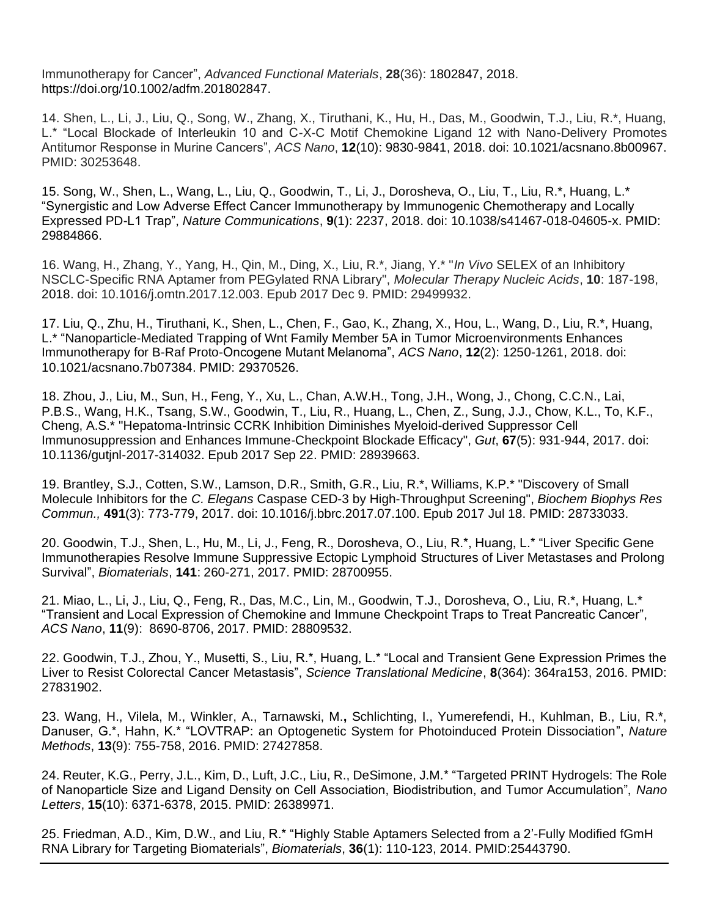Immunotherapy for Cancer", *Advanced Functional Materials*, **28**(36): 1802847, 2018. https://doi.org/10.1002/adfm.201802847.

14. Shen, L., Li, J., Liu, Q., Song, W., Zhang, X., Tiruthani, K., Hu, H., Das, M., Goodwin, T.J., Liu, R.*, Huang, L.* "Local Blockade of Interleukin 10 and C-X-C Motif Chemokine Ligand 12 with Nano-Delivery Promotes Antitumor Response in Murine Cancers", *ACS Nano*, **12**(10): 9830-9841, 2018. doi: 10.1021/acsnano.8b00967. PMID: 30253648.

15. Song, W., Shen, L., Wang, L., Liu, Q., Goodwin, T., Li, J., Dorosheva, O., Liu, T., Liu, R.*, Huang, L.* "Synergistic and Low Adverse Effect Cancer Immunotherapy by Immunogenic Chemotherapy and Locally Expressed PD-L1 Trap", *Nature Communications*, **9**(1): 2237, 2018. doi: 10.1038/s41467-018-04605-x. PMID: 29884866.

16. Wang, H., Zhang, Y., Yang, H., Qin, M., Ding, X., Liu, R.*, Jiang, Y.* "*In Vivo* SELEX of an Inhibitory NSCLC-Specific RNA Aptamer from PEGylated RNA Library", *Molecular Therapy Nucleic Acids*, **10**: 187-198, 2018. doi: 10.1016/j.omtn.2017.12.003. Epub 2017 Dec 9. PMID: 29499932.

17. Liu, Q., Zhu, H., Tiruthani, K., Shen, L., Chen, F., Gao, K., Zhang, X., Hou, L., Wang, D., Liu, R.*, Huang, L.* "Nanoparticle-Mediated Trapping of Wnt Family Member 5A in Tumor Microenvironments Enhances Immunotherapy for B-Raf Proto-Oncogene Mutant Melanoma", *ACS Nano*, **12**(2): 1250-1261, 2018. doi: 10.1021/acsnano.7b07384. PMID: 29370526.

18. Zhou, J., Liu, M., Sun, H., Feng, Y., Xu, L., Chan, A.W.H., Tong, J.H., Wong, J., Chong, C.C.N., Lai, P.B.S., Wang, H.K., Tsang, S.W., Goodwin, T., Liu, R., Huang, L., Chen, Z., Sung, J.J., Chow, K.L., To, K.F., Cheng, A.S.* "Hepatoma-Intrinsic CCRK Inhibition Diminishes Myeloid-derived Suppressor Cell Immunosuppression and Enhances Immune-Checkpoint Blockade Efficacy", *Gut*, **67**(5): 931-944, 2017. doi: 10.1136/gutjnl-2017-314032. Epub 2017 Sep 22. PMID: 28939663.

19. Brantley, S.J., Cotten, S.W., Lamson, D.R., Smith, G.R., Liu, R.*, Williams, K.P.* "Discovery of Small Molecule Inhibitors for the *C. Elegans* Caspase CED-3 by High-Throughput Screening", *Biochem Biophys Res Commun.,* **491**(3): 773-779, 2017. doi: 10.1016/j.bbrc.2017.07.100. Epub 2017 Jul 18. PMID: 28733033.

20. Goodwin, T.J., Shen, L., Hu, M., Li, J., Feng, R., Dorosheva, O., Liu, R.*, Huang, L.* "Liver Specific Gene Immunotherapies Resolve Immune Suppressive Ectopic Lymphoid Structures of Liver Metastases and Prolong Survival", *Biomaterials*, **141**: 260-271, 2017. PMID: 28700955.

21. Miao, L., Li, J., Liu, Q., Feng, R., Das, M.C., Lin, M., Goodwin, T.J., Dorosheva, O., Liu, R.*, Huang, L.* "Transient and Local Expression of Chemokine and Immune Checkpoint Traps to Treat Pancreatic Cancer", *ACS Nano*, **11**(9): 8690-8706, 2017. PMID: 28809532.

22. Goodwin, T.J., Zhou, Y., Musetti, S., Liu, R.*, Huang, L.* "Local and Transient Gene Expression Primes the Liver to Resist Colorectal Cancer Metastasis", *Science Translational Medicine*, **8**(364): 364ra153, 2016. PMID: 27831902.

23. Wang, H., Vilela, M., Winkler, A., Tarnawski, M.**,** Schlichting, I., Yumerefendi, H., Kuhlman, B., Liu, R.*, Danuser, G.*, Hahn, K.* "LOVTRAP: an Optogenetic System for Photoinduced Protein Dissociation", *Nature Methods*, **13**(9): 755-758, 2016. PMID: 27427858.

24. Reuter, K.G., Perry, J.L., Kim, D., Luft, J.C., Liu, R., DeSimone, J.M.* "Targeted PRINT Hydrogels: The Role of Nanoparticle Size and Ligand Density on Cell Association, Biodistribution, and Tumor Accumulation", *Nano Letters*, **15**(10): 6371-6378, 2015. PMID: 26389971.

25. Friedman, A.D., Kim, D.W., and Liu, R.* "Highly Stable Aptamers Selected from a 2'-Fully Modified fGmH RNA Library for Targeting Biomaterials", *Biomaterials*, **36**(1): 110-123, 2014. PMID:25443790.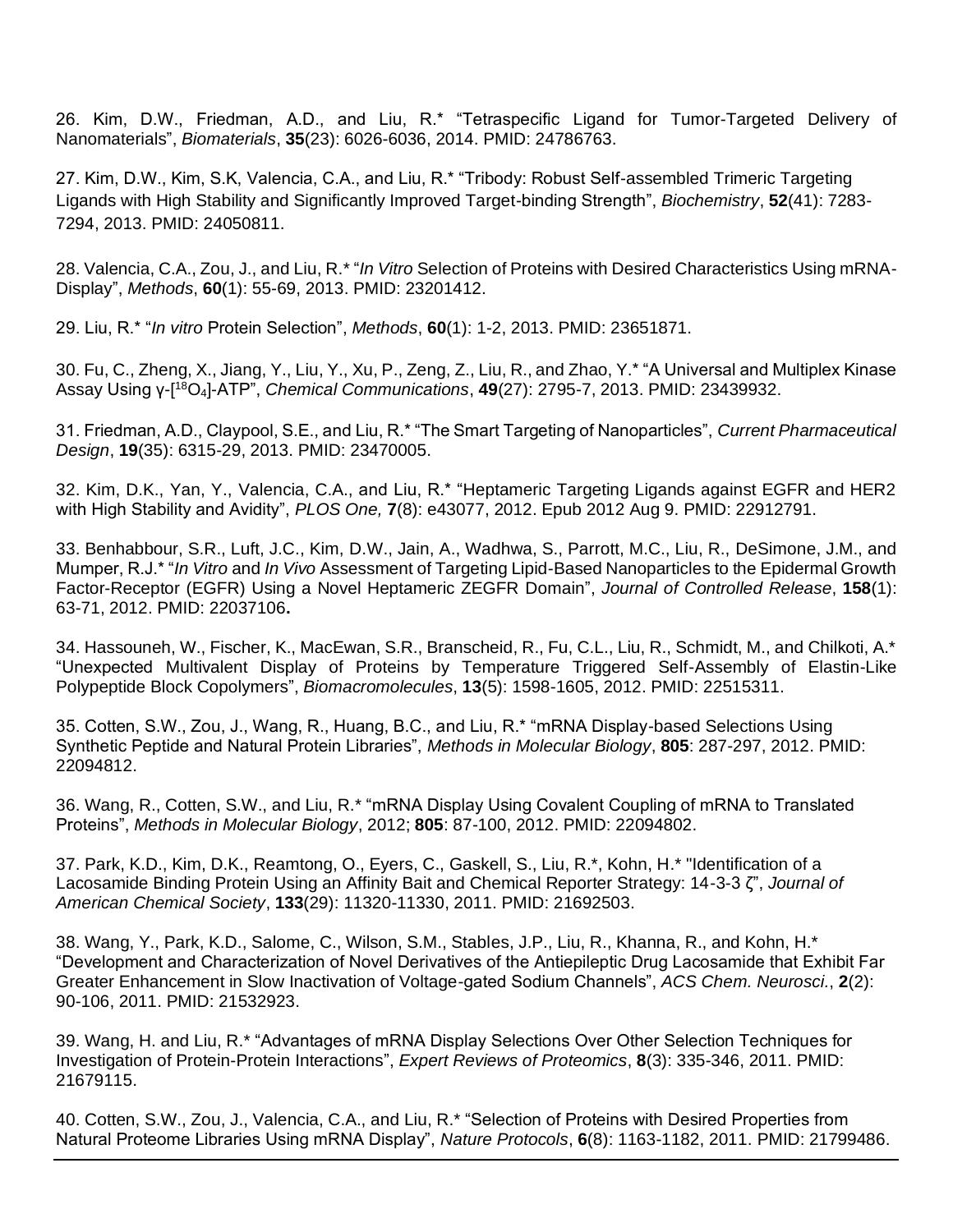26. Kim, D.W., Friedman, A.D., and Liu, R.* "Tetraspecific Ligand for Tumor-Targeted Delivery of Nanomaterials", *Biomaterials*, **35**(23): 6026-6036, 2014. PMID: 24786763.

27. Kim, D.W., Kim, S.K, Valencia, C.A., and Liu, R.* "Tribody: Robust Self-assembled Trimeric Targeting Ligands with High Stability and Significantly Improved Target-binding Strength", *Biochemistry*, **52**(41): 7283-7294, 2013. PMID: 24050811.

28. Valencia, C.A., Zou, J., and Liu, R.* "*In Vitro* Selection of Proteins with Desired Characteristics Using mRNA-Display", *Methods*, **60**(1): 55-69, 2013. PMID: 23201412.

29. Liu, R.* "*In vitro* Protein Selection", *Methods*, **60**(1): 1-2, 2013. PMID: 23651871.

30. Fu, C., Zheng, X., Jiang, Y., Liu, Y., Xu, P., Zeng, Z., Liu, R., and Zhao, Y.* "A Universal and Multiplex Kinase Assay Using γ-[$^{18}O_4$]-ATP", *Chemical Communications*, **49**(27): 2795-7, 2013. PMID: 23439932.

31. Friedman, A.D., Claypool, S.E., and Liu, R.* "The Smart Targeting of Nanoparticles", *Current Pharmaceutical Design*, **19**(35): 6315-29, 2013. PMID: 23470005.

32. Kim, D.K., Yan, Y., Valencia, C.A., and Liu, R.* "Heptameric Targeting Ligands against EGFR and HER2 with High Stability and Avidity", *PLOS One,* **7**(8): e43077, 2012. Epub 2012 Aug 9. PMID: 22912791.

33. Benhabbour, S.R., Luft, J.C., Kim, D.W., Jain, A., Wadhwa, S., Parrott, M.C., Liu, R., DeSimone, J.M., and Mumper, R.J.* "*In Vitro* and *In Vivo* Assessment of Targeting Lipid-Based Nanoparticles to the Epidermal Growth Factor-Receptor (EGFR) Using a Novel Heptameric ZEGFR Domain", *Journal of Controlled Release*, **158**(1): 63-71, 2012. PMID: 22037106**.**

34. Hassouneh, W., Fischer, K., MacEwan, S.R., Branscheid, R., Fu, C.L., Liu, R., Schmidt, M., and Chilkoti, A.* "Unexpected Multivalent Display of Proteins by Temperature Triggered Self-Assembly of Elastin-Like Polypeptide Block Copolymers", *Biomacromolecules*, **13**(5): 1598-1605, 2012. PMID: 22515311.

35. Cotten, S.W., Zou, J., Wang, R., Huang, B.C., and Liu, R.* "mRNA Display-based Selections Using Synthetic Peptide and Natural Protein Libraries", *Methods in Molecular Biology*, **805**: 287-297, 2012. PMID: 22094812.

36. Wang, R., Cotten, S.W., and Liu, R.* "mRNA Display Using Covalent Coupling of mRNA to Translated Proteins", *Methods in Molecular Biology*, 2012; **805**: 87-100, 2012. PMID: 22094802.

37. Park, K.D., Kim, D.K., Reamtong, O., Eyers, C., Gaskell, S., Liu, R.*, Kohn, H.* "Identification of a Lacosamide Binding Protein Using an Affinity Bait and Chemical Reporter Strategy: 14-3-3 ζ", *Journal of American Chemical Society*, **133**(29): 11320-11330, 2011. PMID: 21692503.

38. Wang, Y., Park, K.D., Salome, C., Wilson, S.M., Stables, J.P., Liu, R., Khanna, R., and Kohn, H.* "Development and Characterization of Novel Derivatives of the Antiepileptic Drug Lacosamide that Exhibit Far Greater Enhancement in Slow Inactivation of Voltage-gated Sodium Channels", *ACS Chem. Neurosci.*, **2**(2): 90-106, 2011. PMID: 21532923.

39. Wang, H. and Liu, R.* "Advantages of mRNA Display Selections Over Other Selection Techniques for Investigation of Protein-Protein Interactions", *Expert Reviews of Proteomics*, **8**(3): 335-346, 2011. PMID: 21679115.

40. Cotten, S.W., Zou, J., Valencia, C.A., and Liu, R.* "Selection of Proteins with Desired Properties from Natural Proteome Libraries Using mRNA Display", *Nature Protocols*, **6**(8): 1163-1182, 2011. PMID: 21799486.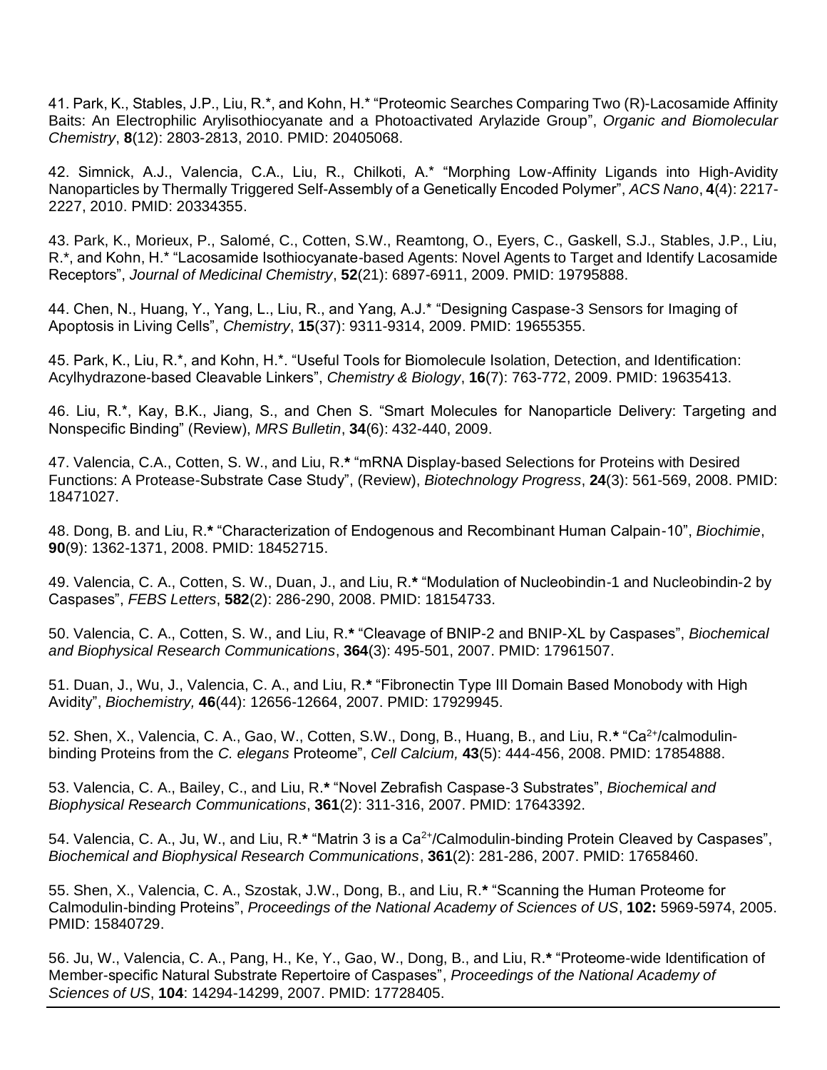41. Park, K., Stables, J.P., Liu, R.*, and Kohn, H.* "Proteomic Searches Comparing Two (R)-Lacosamide Affinity Baits: An Electrophilic Arylisothiocyanate and a Photoactivated Arylazide Group", *Organic and Biomolecular Chemistry*, **8**(12): 2803-2813, 2010. PMID: 20405068.

42. Simnick, A.J., Valencia, C.A., Liu, R., Chilkoti, A.* "Morphing Low-Affinity Ligands into High-Avidity Nanoparticles by Thermally Triggered Self-Assembly of a Genetically Encoded Polymer", *ACS Nano*, **4**(4): 2217-2227, 2010. PMID: 20334355.

43. Park, K., Morieux, P., Salomé, C., Cotten, S.W., Reamtong, O., Eyers, C., Gaskell, S.J., Stables, J.P., Liu, R.*, and Kohn, H.* "Lacosamide Isothiocyanate-based Agents: Novel Agents to Target and Identify Lacosamide Receptors", *Journal of Medicinal Chemistry*, **52**(21): 6897-6911, 2009. PMID: 19795888.

44. Chen, N., Huang, Y., Yang, L., Liu, R., and Yang, A.J.* "Designing Caspase-3 Sensors for Imaging of Apoptosis in Living Cells", *Chemistry*, **15**(37): 9311-9314, 2009. PMID: 19655355.

45. Park, K., Liu, R.*, and Kohn, H.*. "Useful Tools for Biomolecule Isolation, Detection, and Identification: Acylhydrazone-based Cleavable Linkers", *Chemistry & Biology*, **16**(7): 763-772, 2009. PMID: 19635413.

46. Liu, R.*, Kay, B.K., Jiang, S., and Chen S. "Smart Molecules for Nanoparticle Delivery: Targeting and Nonspecific Binding" (Review), *MRS Bulletin*, **34**(6): 432-440, 2009.

47. Valencia, C.A., Cotten, S. W., and Liu, R.**\*** "mRNA Display-based Selections for Proteins with Desired Functions: A Protease-Substrate Case Study", (Review), *Biotechnology Progress*, **24**(3): 561-569, 2008. PMID: 18471027.

48. Dong, B. and Liu, R.**\*** "Characterization of Endogenous and Recombinant Human Calpain-10", *Biochimie*, **90**(9): 1362-1371, 2008. PMID: 18452715.

49. Valencia, C. A., Cotten, S. W., Duan, J., and Liu, R.**\*** "Modulation of Nucleobindin-1 and Nucleobindin-2 by Caspases", *FEBS Letters*, **582**(2): 286-290, 2008. PMID: 18154733.

50. Valencia, C. A., Cotten, S. W., and Liu, R.**\*** "Cleavage of BNIP-2 and BNIP-XL by Caspases", *Biochemical and Biophysical Research Communications*, **364**(3): 495-501, 2007. PMID: 17961507.

51. Duan, J., Wu, J., Valencia, C. A., and Liu, R.**\*** "Fibronectin Type III Domain Based Monobody with High Avidity", *Biochemistry,* **46**(44): 12656-12664, 2007. PMID: 17929945.

52. Shen, X., Valencia, C. A., Gao, W., Cotten, S.W., Dong, B., Huang, B., and Liu, R.**\*** "$Ca^{2+}$/calmodulin-binding Proteins from the *C. elegans* Proteome", *Cell Calcium,* **43**(5): 444-456, 2008. PMID: 17854888.

53. Valencia, C. A., Bailey, C., and Liu, R.**\*** "Novel Zebrafish Caspase-3 Substrates", *Biochemical and Biophysical Research Communications*, **361**(2): 311-316, 2007. PMID: 17643392.

54. Valencia, C. A., Ju, W., and Liu, R.**\*** "Matrin 3 is a $Ca^{2+}$/Calmodulin-binding Protein Cleaved by Caspases", *Biochemical and Biophysical Research Communications*, **361**(2): 281-286, 2007. PMID: 17658460.

55. Shen, X., Valencia, C. A., Szostak, J.W., Dong, B., and Liu, R.**\*** "Scanning the Human Proteome for Calmodulin-binding Proteins", *Proceedings of the National Academy of Sciences of US*, **102:** 5969-5974, 2005. PMID: 15840729.

56. Ju, W., Valencia, C. A., Pang, H., Ke, Y., Gao, W., Dong, B., and Liu, R.**\*** "Proteome-wide Identification of Member-specific Natural Substrate Repertoire of Caspases", *Proceedings of the National Academy of Sciences of US*, **104**: 14294-14299, 2007. PMID: 17728405.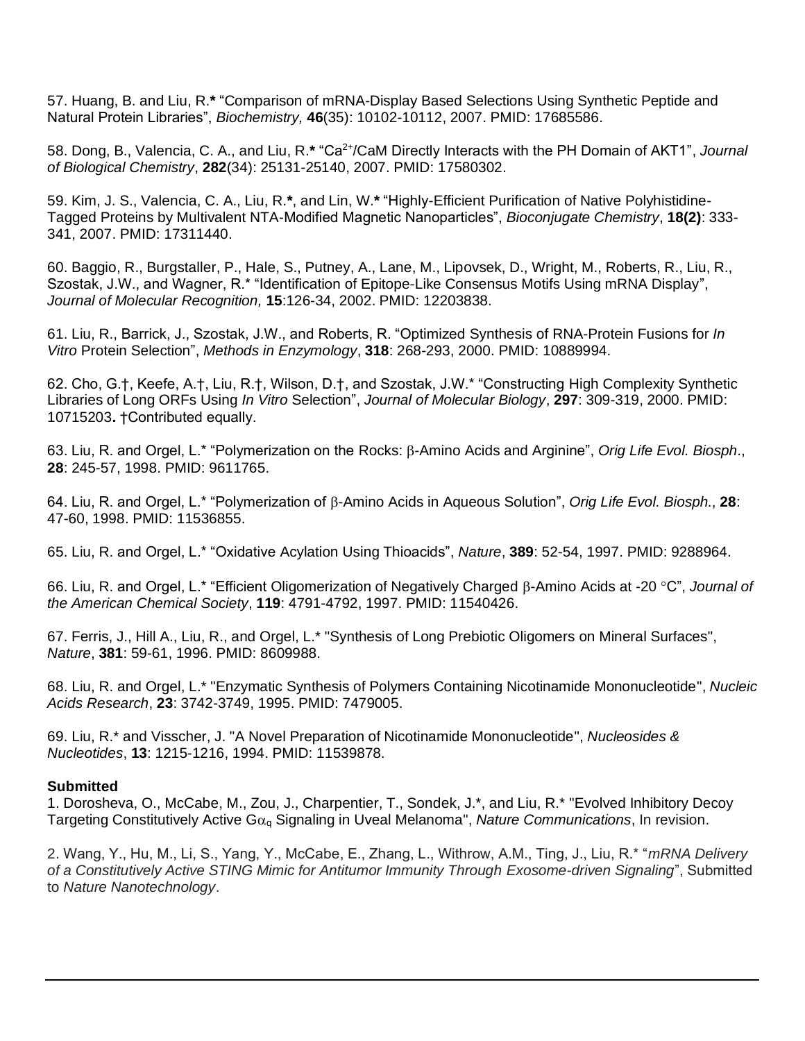57. Huang, B. and Liu, R.* “Comparison of mRNA-Display Based Selections Using Synthetic Peptide and Natural Protein Libraries”, *Biochemistry,* **46**(35): 10102-10112, 2007. PMID: 17685586.

58. Dong, B., Valencia, C. A., and Liu, R.* “$Ca^{2+}$/CaM Directly Interacts with the PH Domain of AKT1”, *Journal of Biological Chemistry*, **282**(34): 25131-25140, 2007. PMID: 17580302.

59. Kim, J. S., Valencia, C. A., Liu, R.*, and Lin, W.* “Highly-Efficient Purification of Native Polyhistidine-Tagged Proteins by Multivalent NTA-Modified Magnetic Nanoparticles”, *Bioconjugate Chemistry*, **18(2)**: 333-341, 2007. PMID: 17311440.

60. Baggio, R., Burgstaller, P., Hale, S., Putney, A., Lane, M., Lipovsek, D., Wright, M., Roberts, R., Liu, R., Szostak, J.W., and Wagner, R.* “Identification of Epitope-Like Consensus Motifs Using mRNA Display”, *Journal of Molecular Recognition,* **15**:126-34, 2002. PMID: 12203838.

61. Liu, R., Barrick, J., Szostak, J.W., and Roberts, R. “Optimized Synthesis of RNA-Protein Fusions for *In Vitro* Protein Selection”, *Methods in Enzymology*, **318**: 268-293, 2000. PMID: 10889994.

62. Cho, G.†, Keefe, A.†, Liu, R.†, Wilson, D.†, and Szostak, J.W.* “Constructing High Complexity Synthetic Libraries of Long ORFs Using *In Vitro* Selection”, *Journal of Molecular Biology*, **297**: 309-319, 2000. PMID: 10715203**.** †Contributed equally.

63. Liu, R. and Orgel, L.* “Polymerization on the Rocks: $\beta$-Amino Acids and Arginine”, *Orig Life Evol. Biosph*., **28**: 245-57, 1998. PMID: 9611765.

64. Liu, R. and Orgel, L.* “Polymerization of $\beta$-Amino Acids in Aqueous Solution”, *Orig Life Evol. Biosph.*, **28**: 47-60, 1998. PMID: 11536855.

65. Liu, R. and Orgel, L.* “Oxidative Acylation Using Thioacids”, *Nature*, **389**: 52-54, 1997. PMID: 9288964.

66. Liu, R. and Orgel, L.* “Efficient Oligomerization of Negatively Charged $\beta$-Amino Acids at -20 °C”, *Journal of the American Chemical Society*, **119**: 4791-4792, 1997. PMID: 11540426.

67. Ferris, J., Hill A., Liu, R., and Orgel, L.* "Synthesis of Long Prebiotic Oligomers on Mineral Surfaces", *Nature*, **381**: 59-61, 1996. PMID: 8609988.

68. Liu, R. and Orgel, L.* "Enzymatic Synthesis of Polymers Containing Nicotinamide Mononucleotide", *Nucleic Acids Research*, **23**: 3742-3749, 1995. PMID: 7479005.

69. Liu, R.* and Visscher, J. "A Novel Preparation of Nicotinamide Mononucleotide", *Nucleosides & Nucleotides*, **13**: 1215-1216, 1994. PMID: 11539878.

**Submitted**

1. Dorosheva, O., McCabe, M., Zou, J., Charpentier, T., Sondek, J.*, and Liu, R.* "Evolved Inhibitory Decoy Targeting Constitutively Active $G\alpha_q$ Signaling in Uveal Melanoma", *Nature Communications*, In revision.

2. Wang, Y., Hu, M., Li, S., Yang, Y., McCabe, E., Zhang, L., Withrow, A.M., Ting, J., Liu, R.* “*mRNA Delivery of a Constitutively Active STING Mimic for Antitumor Immunity Through Exosome-driven Signaling*”, Submitted to *Nature Nanotechnology*.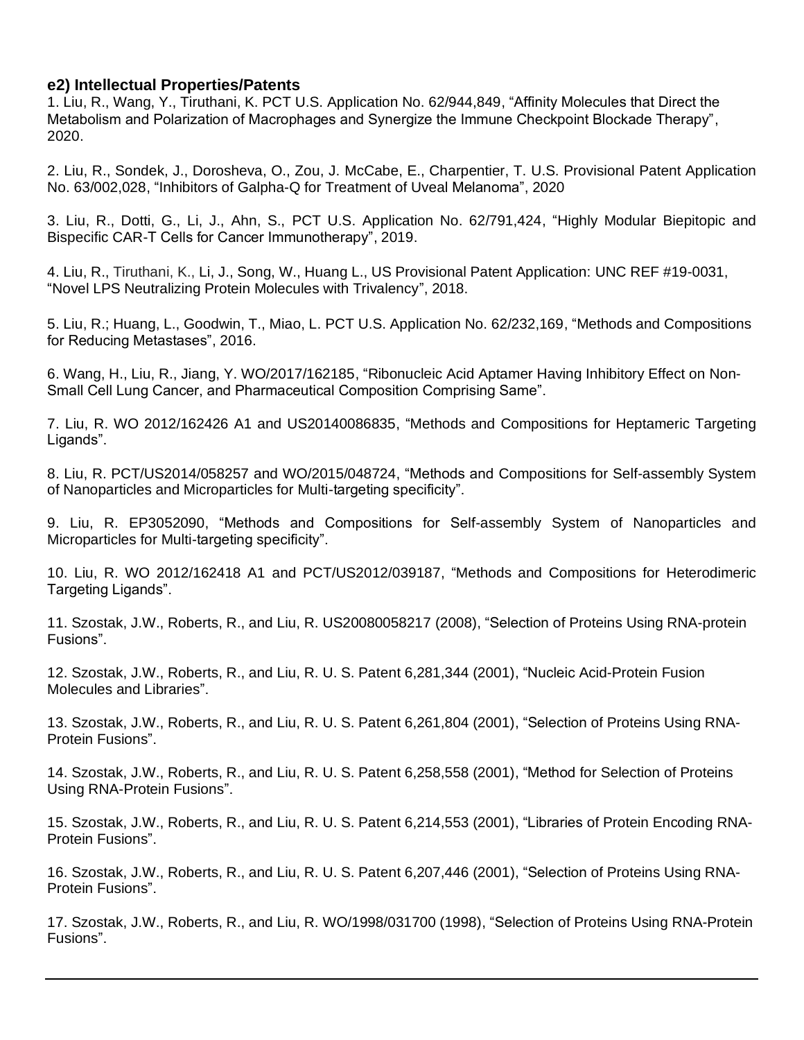### e2) Intellectual Properties/Patents

1. Liu, R., Wang, Y., Tiruthani, K. PCT U.S. Application No. 62/944,849, "Affinity Molecules that Direct the Metabolism and Polarization of Macrophages and Synergize the Immune Checkpoint Blockade Therapy", 2020.

2. Liu, R., Sondek, J., Dorosheva, O., Zou, J. McCabe, E., Charpentier, T. U.S. Provisional Patent Application No. 63/002,028, "Inhibitors of Galpha-Q for Treatment of Uveal Melanoma", 2020

3. Liu, R., Dotti, G., Li, J., Ahn, S., PCT U.S. Application No. 62/791,424, "Highly Modular Biepitopic and Bispecific CAR-T Cells for Cancer Immunotherapy", 2019.

4. Liu, R., Tiruthani, K., Li, J., Song, W., Huang L., US Provisional Patent Application: UNC REF #19-0031, "Novel LPS Neutralizing Protein Molecules with Trivalency", 2018.

5. Liu, R.; Huang, L., Goodwin, T., Miao, L. PCT U.S. Application No. 62/232,169, "Methods and Compositions for Reducing Metastases", 2016.

6. Wang, H., Liu, R., Jiang, Y. WO/2017/162185, "Ribonucleic Acid Aptamer Having Inhibitory Effect on Non-Small Cell Lung Cancer, and Pharmaceutical Composition Comprising Same".

7. Liu, R. WO 2012/162426 A1 and US20140086835, "Methods and Compositions for Heptameric Targeting Ligands".

8. Liu, R. PCT/US2014/058257 and WO/2015/048724, "Methods and Compositions for Self-assembly System of Nanoparticles and Microparticles for Multi-targeting specificity".

9. Liu, R. EP3052090, "Methods and Compositions for Self-assembly System of Nanoparticles and Microparticles for Multi-targeting specificity".

10. Liu, R. WO 2012/162418 A1 and PCT/US2012/039187, "Methods and Compositions for Heterodimeric Targeting Ligands".

11. Szostak, J.W., Roberts, R., and Liu, R. US20080058217 (2008), "Selection of Proteins Using RNA-protein Fusions".

12. Szostak, J.W., Roberts, R., and Liu, R. U. S. Patent 6,281,344 (2001), "Nucleic Acid-Protein Fusion Molecules and Libraries".

13. Szostak, J.W., Roberts, R., and Liu, R. U. S. Patent 6,261,804 (2001), "Selection of Proteins Using RNA-Protein Fusions".

14. Szostak, J.W., Roberts, R., and Liu, R. U. S. Patent 6,258,558 (2001), "Method for Selection of Proteins Using RNA-Protein Fusions".

15. Szostak, J.W., Roberts, R., and Liu, R. U. S. Patent 6,214,553 (2001), "Libraries of Protein Encoding RNA-Protein Fusions".

16. Szostak, J.W., Roberts, R., and Liu, R. U. S. Patent 6,207,446 (2001), "Selection of Proteins Using RNA-Protein Fusions".

17. Szostak, J.W., Roberts, R., and Liu, R. WO/1998/031700 (1998), "Selection of Proteins Using RNA-Protein Fusions".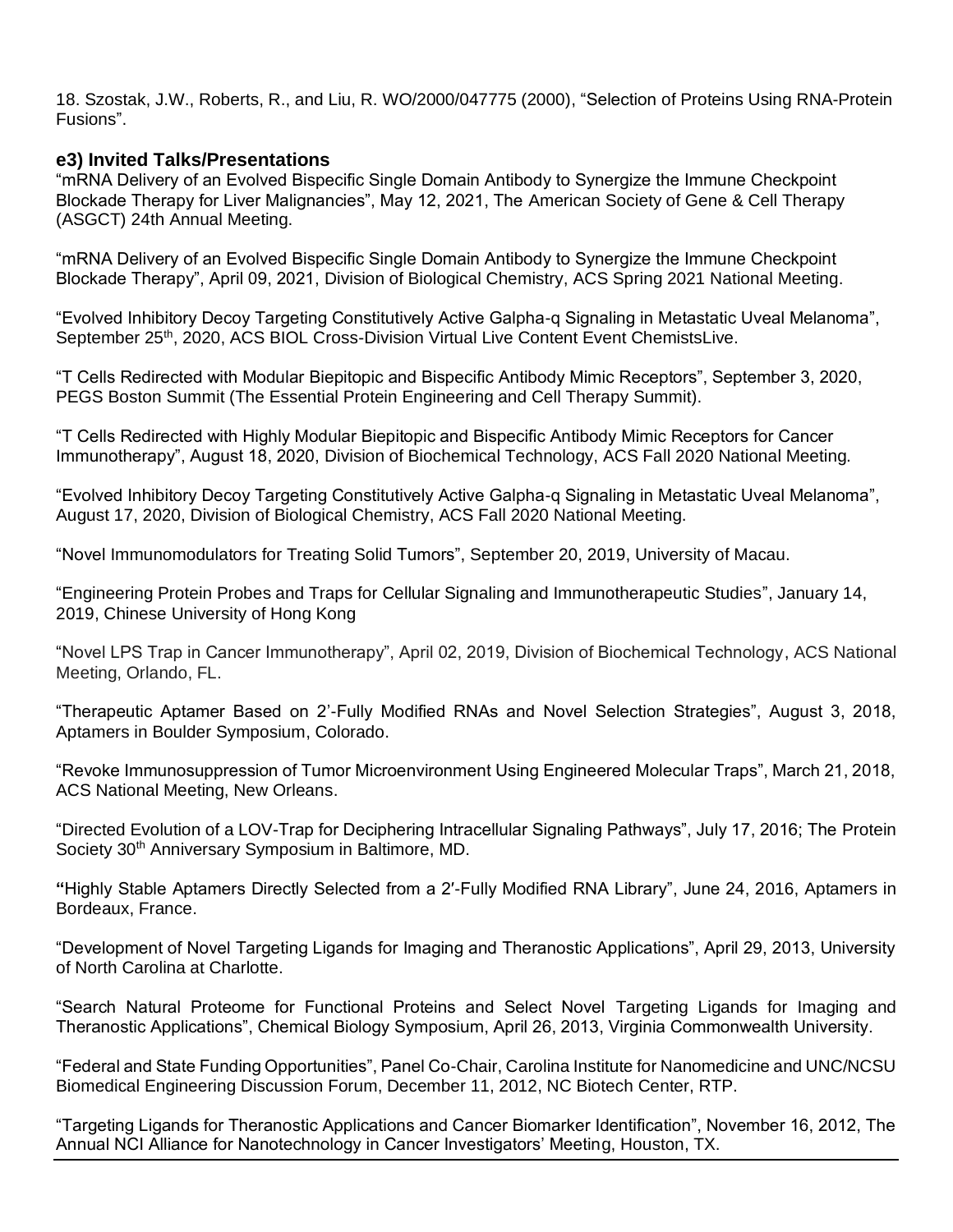18. Szostak, J.W., Roberts, R., and Liu, R. WO/2000/047775 (2000), "Selection of Proteins Using RNA-Protein Fusions".

### e3) Invited Talks/Presentations

"mRNA Delivery of an Evolved Bispecific Single Domain Antibody to Synergize the Immune Checkpoint Blockade Therapy for Liver Malignancies", May 12, 2021, The American Society of Gene & Cell Therapy (ASGCT) 24th Annual Meeting.

"mRNA Delivery of an Evolved Bispecific Single Domain Antibody to Synergize the Immune Checkpoint Blockade Therapy", April 09, 2021, Division of Biological Chemistry, ACS Spring 2021 National Meeting.

"Evolved Inhibitory Decoy Targeting Constitutively Active Galpha-q Signaling in Metastatic Uveal Melanoma", September 25th, 2020, ACS BIOL Cross-Division Virtual Live Content Event ChemistsLive.

"T Cells Redirected with Modular Biepitopic and Bispecific Antibody Mimic Receptors", September 3, 2020, PEGS Boston Summit (The Essential Protein Engineering and Cell Therapy Summit).

"T Cells Redirected with Highly Modular Biepitopic and Bispecific Antibody Mimic Receptors for Cancer Immunotherapy", August 18, 2020, Division of Biochemical Technology, ACS Fall 2020 National Meeting.

"Evolved Inhibitory Decoy Targeting Constitutively Active Galpha-q Signaling in Metastatic Uveal Melanoma", August 17, 2020, Division of Biological Chemistry, ACS Fall 2020 National Meeting.

"Novel Immunomodulators for Treating Solid Tumors", September 20, 2019, University of Macau.

"Engineering Protein Probes and Traps for Cellular Signaling and Immunotherapeutic Studies", January 14, 2019, Chinese University of Hong Kong

"Novel LPS Trap in Cancer Immunotherapy", April 02, 2019, Division of Biochemical Technology, ACS National Meeting, Orlando, FL.

"Therapeutic Aptamer Based on 2'-Fully Modified RNAs and Novel Selection Strategies", August 3, 2018, Aptamers in Boulder Symposium, Colorado.

"Revoke Immunosuppression of Tumor Microenvironment Using Engineered Molecular Traps", March 21, 2018, ACS National Meeting, New Orleans.

"Directed Evolution of a LOV-Trap for Deciphering Intracellular Signaling Pathways", July 17, 2016; The Protein Society 30th Anniversary Symposium in Baltimore, MD.

"Highly Stable Aptamers Directly Selected from a 2′-Fully Modified RNA Library", June 24, 2016, Aptamers in Bordeaux, France.

"Development of Novel Targeting Ligands for Imaging and Theranostic Applications", April 29, 2013, University of North Carolina at Charlotte.

"Search Natural Proteome for Functional Proteins and Select Novel Targeting Ligands for Imaging and Theranostic Applications", Chemical Biology Symposium, April 26, 2013, Virginia Commonwealth University.

"Federal and State Funding Opportunities", Panel Co-Chair, Carolina Institute for Nanomedicine and UNC/NCSU Biomedical Engineering Discussion Forum, December 11, 2012, NC Biotech Center, RTP.

"Targeting Ligands for Theranostic Applications and Cancer Biomarker Identification", November 16, 2012, The Annual NCI Alliance for Nanotechnology in Cancer Investigators' Meeting, Houston, TX.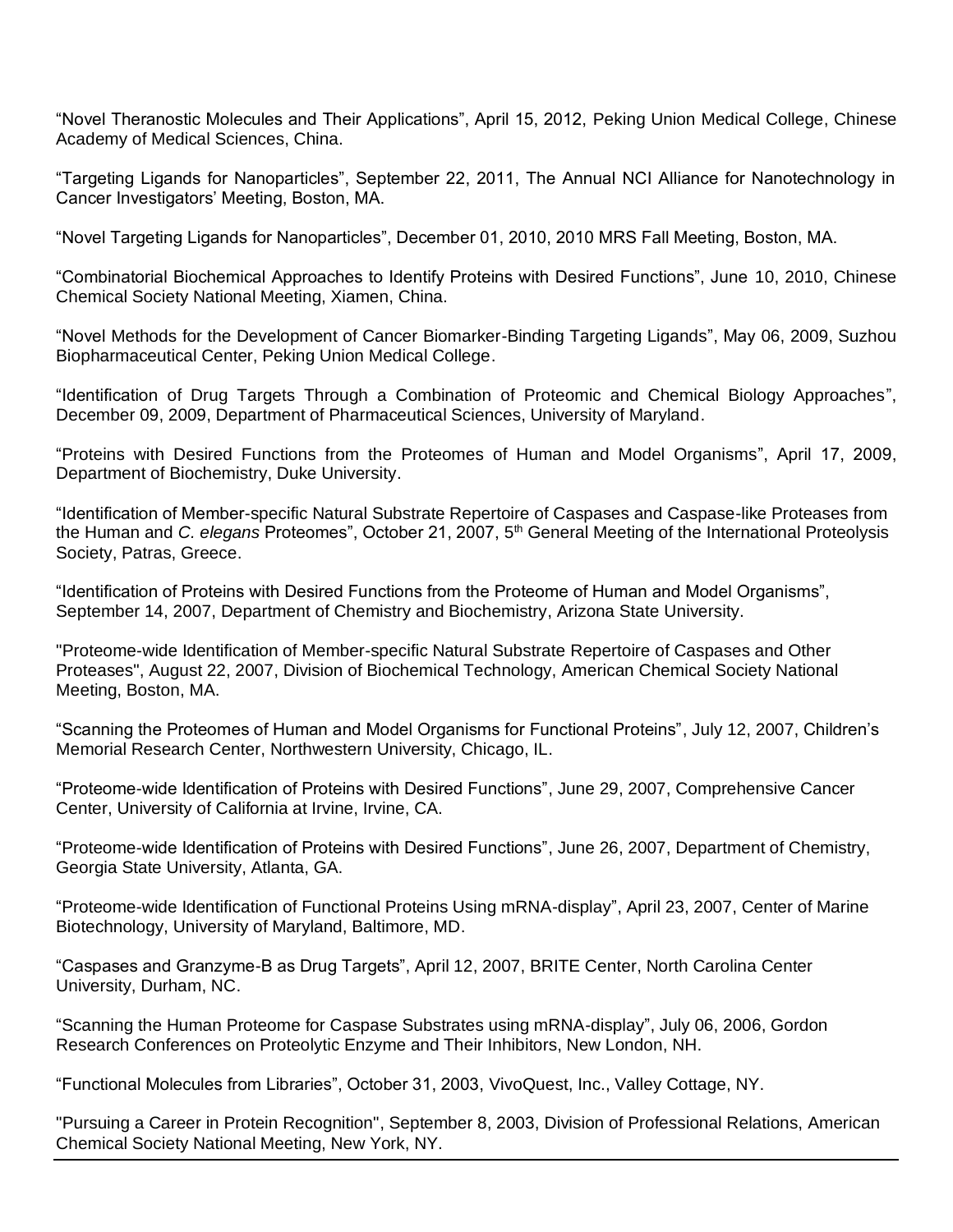“Novel Theranostic Molecules and Their Applications”, April 15, 2012, Peking Union Medical College, Chinese Academy of Medical Sciences, China.

“Targeting Ligands for Nanoparticles”, September 22, 2011, The Annual NCI Alliance for Nanotechnology in Cancer Investigators’ Meeting, Boston, MA.

“Novel Targeting Ligands for Nanoparticles”, December 01, 2010, 2010 MRS Fall Meeting, Boston, MA.

“Combinatorial Biochemical Approaches to Identify Proteins with Desired Functions”, June 10, 2010, Chinese Chemical Society National Meeting, Xiamen, China.

“Novel Methods for the Development of Cancer Biomarker-Binding Targeting Ligands”, May 06, 2009, Suzhou Biopharmaceutical Center, Peking Union Medical College.

“Identification of Drug Targets Through a Combination of Proteomic and Chemical Biology Approaches”, December 09, 2009, Department of Pharmaceutical Sciences, University of Maryland.

“Proteins with Desired Functions from the Proteomes of Human and Model Organisms”, April 17, 2009, Department of Biochemistry, Duke University.

“Identification of Member-specific Natural Substrate Repertoire of Caspases and Caspase-like Proteases from the Human and *C. elegans* Proteomes”, October 21, 2007, 5th General Meeting of the International Proteolysis Society, Patras, Greece.

“Identification of Proteins with Desired Functions from the Proteome of Human and Model Organisms”, September 14, 2007, Department of Chemistry and Biochemistry, Arizona State University.

"Proteome-wide Identification of Member-specific Natural Substrate Repertoire of Caspases and Other Proteases", August 22, 2007, Division of Biochemical Technology, American Chemical Society National Meeting, Boston, MA.

“Scanning the Proteomes of Human and Model Organisms for Functional Proteins”, July 12, 2007, Children’s Memorial Research Center, Northwestern University, Chicago, IL.

“Proteome-wide Identification of Proteins with Desired Functions”, June 29, 2007, Comprehensive Cancer Center, University of California at Irvine, Irvine, CA.

“Proteome-wide Identification of Proteins with Desired Functions”, June 26, 2007, Department of Chemistry, Georgia State University, Atlanta, GA.

“Proteome-wide Identification of Functional Proteins Using mRNA-display”, April 23, 2007, Center of Marine Biotechnology, University of Maryland, Baltimore, MD.

“Caspases and Granzyme-B as Drug Targets”, April 12, 2007, BRITE Center, North Carolina Center University, Durham, NC.

“Scanning the Human Proteome for Caspase Substrates using mRNA-display”, July 06, 2006, Gordon Research Conferences on Proteolytic Enzyme and Their Inhibitors, New London, NH.

“Functional Molecules from Libraries”, October 31, 2003, VivoQuest, Inc., Valley Cottage, NY.

"Pursuing a Career in Protein Recognition", September 8, 2003, Division of Professional Relations, American Chemical Society National Meeting, New York, NY.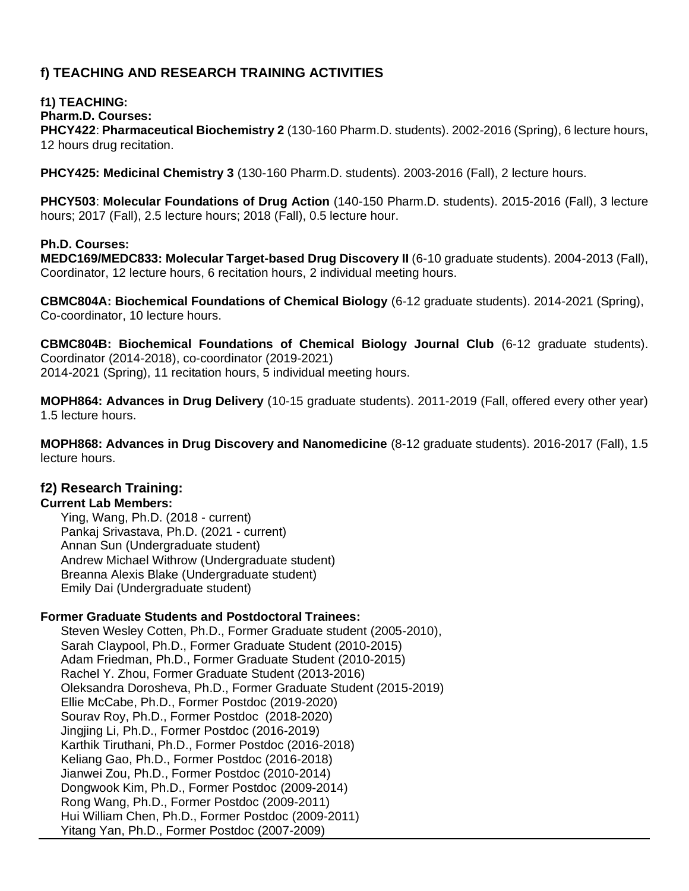## f) TEACHING AND RESEARCH TRAINING ACTIVITIES

### f1) TEACHING:

**Pharm.D. Courses:**

**PHCY422**: **Pharmaceutical Biochemistry 2** (130-160 Pharm.D. students). 2002-2016 (Spring), 6 lecture hours, 12 hours drug recitation.

**PHCY425: Medicinal Chemistry 3** (130-160 Pharm.D. students). 2003-2016 (Fall), 2 lecture hours.

**PHCY503**: **Molecular Foundations of Drug Action** (140-150 Pharm.D. students). 2015-2016 (Fall), 3 lecture hours; 2017 (Fall), 2.5 lecture hours; 2018 (Fall), 0.5 lecture hour.

**Ph.D. Courses:**

**MEDC169/MEDC833: Molecular Target-based Drug Discovery II** (6-10 graduate students). 2004-2013 (Fall), Coordinator, 12 lecture hours, 6 recitation hours, 2 individual meeting hours.

**CBMC804A: Biochemical Foundations of Chemical Biology** (6-12 graduate students). 2014-2021 (Spring), Co-coordinator, 10 lecture hours.

**CBMC804B: Biochemical Foundations of Chemical Biology Journal Club** (6-12 graduate students). Coordinator (2014-2018), co-coordinator (2019-2021)
2014-2021 (Spring), 11 recitation hours, 5 individual meeting hours.

**MOPH864: Advances in Drug Delivery** (10-15 graduate students). 2011-2019 (Fall, offered every other year) 1.5 lecture hours.

**MOPH868: Advances in Drug Discovery and Nanomedicine** (8-12 graduate students). 2016-2017 (Fall), 1.5 lecture hours.

### f2) Research Training:

**Current Lab Members:**

Ying, Wang, Ph.D. (2018 - current)
Pankaj Srivastava, Ph.D. (2021 - current)
Annan Sun (Undergraduate student)
Andrew Michael Withrow (Undergraduate student)
Breanna Alexis Blake (Undergraduate student)
Emily Dai (Undergraduate student)

**Former Graduate Students and Postdoctoral Trainees:**

Steven Wesley Cotten, Ph.D., Former Graduate student (2005-2010),
Sarah Claypool, Ph.D., Former Graduate Student (2010-2015)
Adam Friedman, Ph.D., Former Graduate Student (2010-2015)
Rachel Y. Zhou, Former Graduate Student (2013-2016)
Oleksandra Dorosheva, Ph.D., Former Graduate Student (2015-2019)
Ellie McCabe, Ph.D., Former Postdoc (2019-2020)
Sourav Roy, Ph.D., Former Postdoc (2018-2020)
Jingjing Li, Ph.D., Former Postdoc (2016-2019)
Karthik Tiruthani, Ph.D., Former Postdoc (2016-2018)
Keliang Gao, Ph.D., Former Postdoc (2016-2018)
Jianwei Zou, Ph.D., Former Postdoc (2010-2014)
Dongwook Kim, Ph.D., Former Postdoc (2009-2014)
Rong Wang, Ph.D., Former Postdoc (2009-2011)
Hui William Chen, Ph.D., Former Postdoc (2009-2011)
Yitang Yan, Ph.D., Former Postdoc (2007-2009)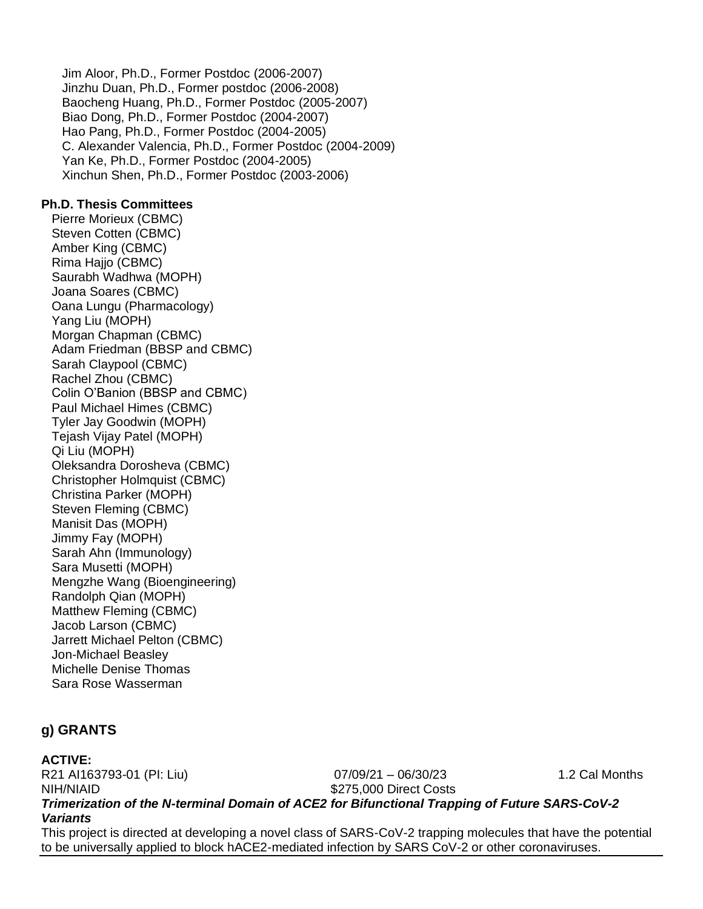Jim Aloor, Ph.D., Former Postdoc (2006-2007)
Jinzhu Duan, Ph.D., Former postdoc (2006-2008)
Baocheng Huang, Ph.D., Former Postdoc (2005-2007)
Biao Dong, Ph.D., Former Postdoc (2004-2007)
Hao Pang, Ph.D., Former Postdoc (2004-2005)
C. Alexander Valencia, Ph.D., Former Postdoc (2004-2009)
Yan Ke, Ph.D., Former Postdoc (2004-2005)
Xinchun Shen, Ph.D., Former Postdoc (2003-2006)

**Ph.D. Thesis Committees**

Pierre Morieux (CBMC)
Steven Cotten (CBMC)
Amber King (CBMC)
Rima Hajjo (CBMC)
Saurabh Wadhwa (MOPH)
Joana Soares (CBMC)
Oana Lungu (Pharmacology)
Yang Liu (MOPH)
Morgan Chapman (CBMC)
Adam Friedman (BBSP and CBMC)
Sarah Claypool (CBMC)
Rachel Zhou (CBMC)
Colin O'Banion (BBSP and CBMC)
Paul Michael Himes (CBMC)
Tyler Jay Goodwin (MOPH)
Tejash Vijay Patel (MOPH)
Qi Liu (MOPH)
Oleksandra Dorosheva (CBMC)
Christopher Holmquist (CBMC)
Christina Parker (MOPH)
Steven Fleming (CBMC)
Manisit Das (MOPH)
Jimmy Fay (MOPH)
Sarah Ahn (Immunology)
Sara Musetti (MOPH)
Mengzhe Wang (Bioengineering)
Randolph Qian (MOPH)
Matthew Fleming (CBMC)
Jacob Larson (CBMC)
Jarrett Michael Pelton (CBMC)
Jon-Michael Beasley
Michelle Denise Thomas
Sara Rose Wasserman

## g) GRANTS

**ACTIVE:**

R21 AI163793-01 (PI: Liu) 07/09/21 – 06/30/23 1.2 Cal Months
NIH/NIAID $275,000 Direct Costs

***Trimerization of the N-terminal Domain of ACE2 for Bifunctional Trapping of Future SARS-CoV-2 Variants***

This project is directed at developing a novel class of SARS-CoV-2 trapping molecules that have the potential to be universally applied to block hACE2-mediated infection by SARS CoV-2 or other coronaviruses.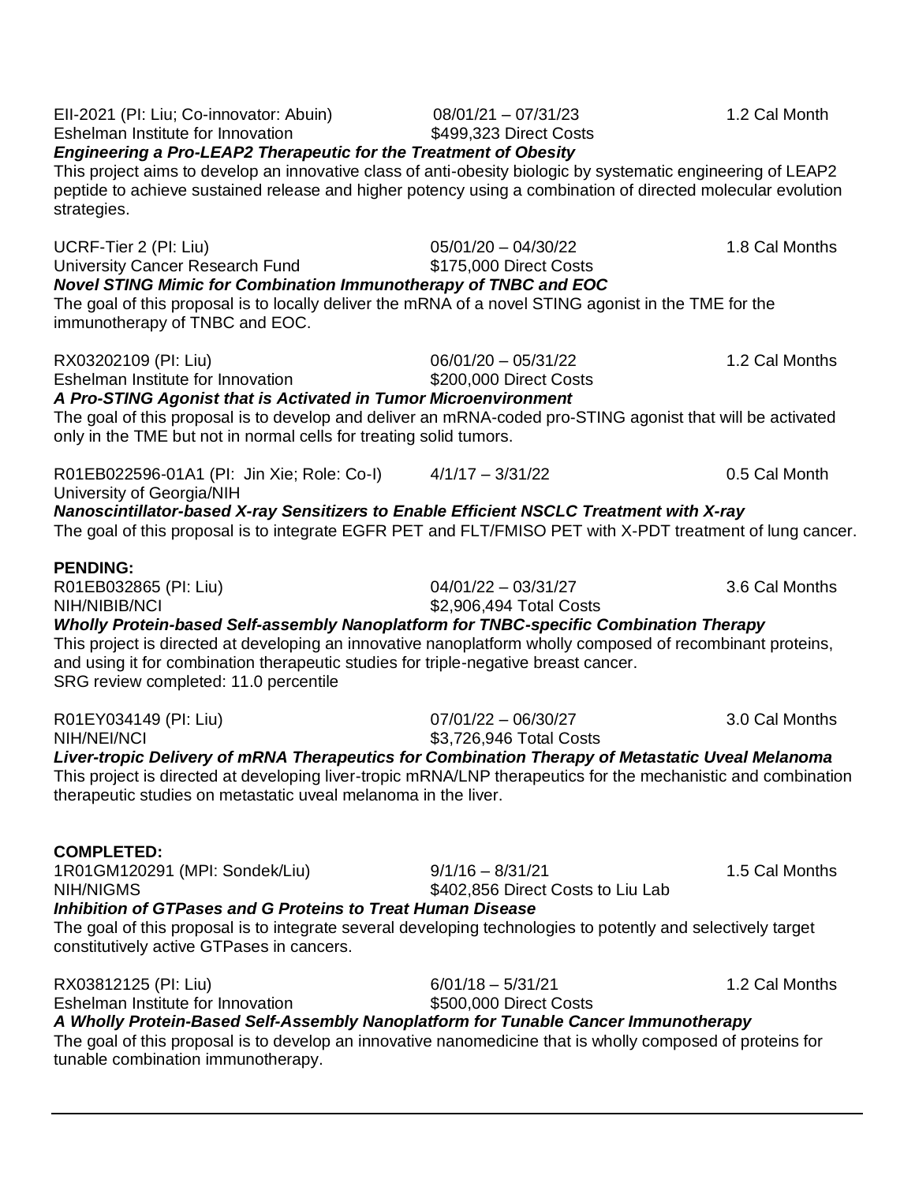EII-2021 (PI: Liu; Co-innovator: Abuin) 08/01/21 – 07/31/23 1.2 Cal Month
Eshelman Institute for Innovation $499,323 Direct Costs
***Engineering a Pro-LEAP2 Therapeutic for the Treatment of Obesity***
This project aims to develop an innovative class of anti-obesity biologic by systematic engineering of LEAP2 peptide to achieve sustained release and higher potency using a combination of directed molecular evolution strategies.

UCRF-Tier 2 (PI: Liu) 05/01/20 – 04/30/22 1.8 Cal Months
University Cancer Research Fund $175,000 Direct Costs
***Novel STING Mimic for Combination Immunotherapy of TNBC and EOC***
The goal of this proposal is to locally deliver the mRNA of a novel STING agonist in the TME for the immunotherapy of TNBC and EOC.

RX03202109 (PI: Liu) 06/01/20 – 05/31/22 1.2 Cal Months
Eshelman Institute for Innovation $200,000 Direct Costs
***A Pro-STING Agonist that is Activated in Tumor Microenvironment***
The goal of this proposal is to develop and deliver an mRNA-coded pro-STING agonist that will be activated only in the TME but not in normal cells for treating solid tumors.

R01EB022596-01A1 (PI: Jin Xie; Role: Co-I) 4/1/17 – 3/31/22 0.5 Cal Month
University of Georgia/NIH
***Nanoscintillator-based X-ray Sensitizers to Enable Efficient NSCLC Treatment with X-ray***
The goal of this proposal is to integrate EGFR PET and FLT/FMISO PET with X-PDT treatment of lung cancer.

**PENDING:**

R01EB032865 (PI: Liu) 04/01/22 – 03/31/27 3.6 Cal Months
NIH/NIBIB/NCI $2,906,494 Total Costs
***Wholly Protein-based Self-assembly Nanoplatform for TNBC-specific Combination Therapy***
This project is directed at developing an innovative nanoplatform wholly composed of recombinant proteins, and using it for combination therapeutic studies for triple-negative breast cancer.
SRG review completed: 11.0 percentile

R01EY034149 (PI: Liu) 07/01/22 – 06/30/27 3.0 Cal Months
NIH/NEI/NCI $3,726,946 Total Costs
***Liver-tropic Delivery of mRNA Therapeutics for Combination Therapy of Metastatic Uveal Melanoma***
This project is directed at developing liver-tropic mRNA/LNP therapeutics for the mechanistic and combination therapeutic studies on metastatic uveal melanoma in the liver.

**COMPLETED:**

1R01GM120291 (MPI: Sondek/Liu) 9/1/16 – 8/31/21 1.5 Cal Months
NIH/NIGMS $402,856 Direct Costs to Liu Lab
***Inhibition of GTPases and G Proteins to Treat Human Disease***
The goal of this proposal is to integrate several developing technologies to potently and selectively target constitutively active GTPases in cancers.

RX03812125 (PI: Liu) 6/01/18 – 5/31/21 1.2 Cal Months
Eshelman Institute for Innovation $500,000 Direct Costs
***A Wholly Protein-Based Self-Assembly Nanoplatform for Tunable Cancer Immunotherapy***
The goal of this proposal is to develop an innovative nanomedicine that is wholly composed of proteins for tunable combination immunotherapy.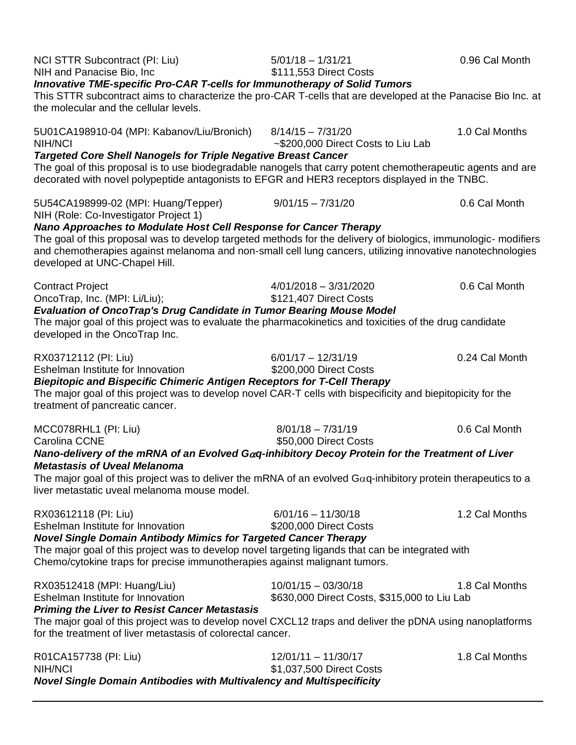NCI STTR Subcontract (PI: Liu) 5/01/18 – 1/31/21 0.96 Cal Month
NIH and Panacise Bio, Inc $111,553 Direct Costs
***Innovative TME-specific Pro-CAR T-cells for Immunotherapy of Solid Tumors***
This STTR subcontract aims to characterize the pro-CAR T-cells that are developed at the Panacise Bio Inc. at the molecular and the cellular levels.

5U01CA198910-04 (MPI: Kabanov/Liu/Bronich) 8/14/15 – 7/31/20 1.0 Cal Months
NIH/NCI ~$200,000 Direct Costs to Liu Lab
***Targeted Core Shell Nanogels for Triple Negative Breast Cancer***
The goal of this proposal is to use biodegradable nanogels that carry potent chemotherapeutic agents and are decorated with novel polypeptide antagonists to EGFR and HER3 receptors displayed in the TNBC.

5U54CA198999-02 (MPI: Huang/Tepper) 9/01/15 – 7/31/20 0.6 Cal Month
NIH (Role: Co-Investigator Project 1)
***Nano Approaches to Modulate Host Cell Response for Cancer Therapy***
The goal of this proposal was to develop targeted methods for the delivery of biologics, immunologic- modifiers and chemotherapies against melanoma and non-small cell lung cancers, utilizing innovative nanotechnologies developed at UNC-Chapel Hill.

Contract Project 4/01/2018 – 3/31/2020 0.6 Cal Month
OncoTrap, Inc. (MPI: Li/Liu); $121,407 Direct Costs
***Evaluation of OncoTrap's Drug Candidate in Tumor Bearing Mouse Model***
The major goal of this project was to evaluate the pharmacokinetics and toxicities of the drug candidate developed in the OncoTrap Inc.

RX03712112 (PI: Liu) 6/01/17 – 12/31/19 0.24 Cal Month
Eshelman Institute for Innovation $200,000 Direct Costs
***Biepitopic and Bispecific Chimeric Antigen Receptors for T-Cell Therapy***
The major goal of this project was to develop novel CAR-T cells with bispecificity and biepitopicity for the treatment of pancreatic cancer.

MCC078RHL1 (PI: Liu) 8/01/18 – 7/31/19 0.6 Cal Month
Carolina CCNE $50,000 Direct Costs
***Nano-delivery of the mRNA of an Evolved G$\alpha$q-inhibitory Decoy Protein for the Treatment of Liver Metastasis of Uveal Melanoma***
The major goal of this project was to deliver the mRNA of an evolved G$\alpha$q-inhibitory protein therapeutics to a liver metastatic uveal melanoma mouse model.

RX03612118 (PI: Liu) 6/01/16 – 11/30/18 1.2 Cal Months
Eshelman Institute for Innovation $200,000 Direct Costs
***Novel Single Domain Antibody Mimics for Targeted Cancer Therapy***
The major goal of this project was to develop novel targeting ligands that can be integrated with Chemo/cytokine traps for precise immunotherapies against malignant tumors.

RX03512418 (MPI: Huang/Liu) 10/01/15 – 03/30/18 1.8 Cal Months
Eshelman Institute for Innovation $630,000 Direct Costs, $315,000 to Liu Lab
***Priming the Liver to Resist Cancer Metastasis***
The major goal of this project was to develop novel CXCL12 traps and deliver the pDNA using nanoplatforms for the treatment of liver metastasis of colorectal cancer.

R01CA157738 (PI: Liu) 12/01/11 – 11/30/17 1.8 Cal Months
NIH/NCI $1,037,500 Direct Costs
***Novel Single Domain Antibodies with Multivalency and Multispecificity***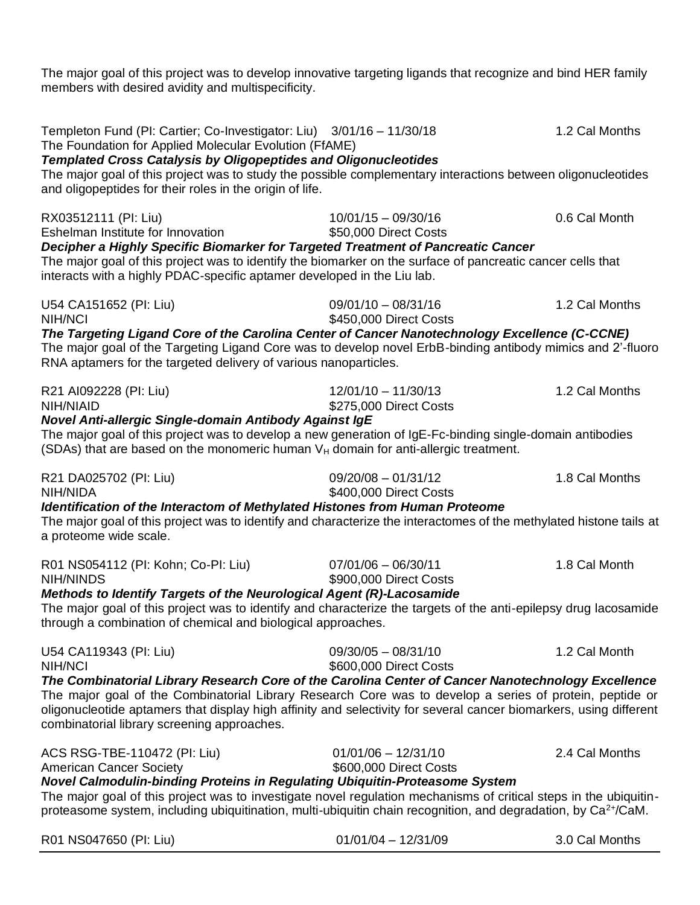The major goal of this project was to develop innovative targeting ligands that recognize and bind HER family members with desired avidity and multispecificity.

Templeton Fund (PI: Cartier; Co-Investigator: Liu) 3/01/16 – 11/30/18 1.2 Cal Months
The Foundation for Applied Molecular Evolution (FfAME)
***Templated Cross Catalysis by Oligopeptides and Oligonucleotides***
The major goal of this project was to study the possible complementary interactions between oligonucleotides and oligopeptides for their roles in the origin of life.

RX03512111 (PI: Liu) 10/01/15 – 09/30/16 0.6 Cal Month
Eshelman Institute for Innovation $50,000 Direct Costs
***Decipher a Highly Specific Biomarker for Targeted Treatment of Pancreatic Cancer***
The major goal of this project was to identify the biomarker on the surface of pancreatic cancer cells that interacts with a highly PDAC-specific aptamer developed in the Liu lab.

U54 CA151652 (PI: Liu) 09/01/10 – 08/31/16 1.2 Cal Months
NIH/NCI $450,000 Direct Costs
***The Targeting Ligand Core of the Carolina Center of Cancer Nanotechnology Excellence (C-CCNE)***
The major goal of the Targeting Ligand Core was to develop novel ErbB-binding antibody mimics and 2'-fluoro RNA aptamers for the targeted delivery of various nanoparticles.

R21 AI092228 (PI: Liu) 12/01/10 – 11/30/13 1.2 Cal Months
NIH/NIAID $275,000 Direct Costs
***Novel Anti-allergic Single-domain Antibody Against IgE***
The major goal of this project was to develop a new generation of IgE-Fc-binding single-domain antibodies (SDAs) that are based on the monomeric human $V_H$ domain for anti-allergic treatment.

R21 DA025702 (PI: Liu) 09/20/08 – 01/31/12 1.8 Cal Months
NIH/NIDA $400,000 Direct Costs
***Identification of the Interactom of Methylated Histones from Human Proteome***
The major goal of this project was to identify and characterize the interactomes of the methylated histone tails at a proteome wide scale.

R01 NS054112 (PI: Kohn; Co-PI: Liu) 07/01/06 – 06/30/11 1.8 Cal Month
NIH/NINDS $900,000 Direct Costs
***Methods to Identify Targets of the Neurological Agent (R)-Lacosamide***
The major goal of this project was to identify and characterize the targets of the anti-epilepsy drug lacosamide through a combination of chemical and biological approaches.

U54 CA119343 (PI: Liu) 09/30/05 – 08/31/10 1.2 Cal Month
NIH/NCI $600,000 Direct Costs
***The Combinatorial Library Research Core of the Carolina Center of Cancer Nanotechnology Excellence***
The major goal of the Combinatorial Library Research Core was to develop a series of protein, peptide or oligonucleotide aptamers that display high affinity and selectivity for several cancer biomarkers, using different combinatorial library screening approaches.

ACS RSG-TBE-110472 (PI: Liu) 01/01/06 – 12/31/10 2.4 Cal Months
American Cancer Society $600,000 Direct Costs
***Novel Calmodulin-binding Proteins in Regulating Ubiquitin-Proteasome System***
The major goal of this project was to investigate novel regulation mechanisms of critical steps in the ubiquitin-proteasome system, including ubiquitination, multi-ubiquitin chain recognition, and degradation, by $Ca^{2+}$/CaM.

R01 NS047650 (PI: Liu) 01/01/04 – 12/31/09 3.0 Cal Months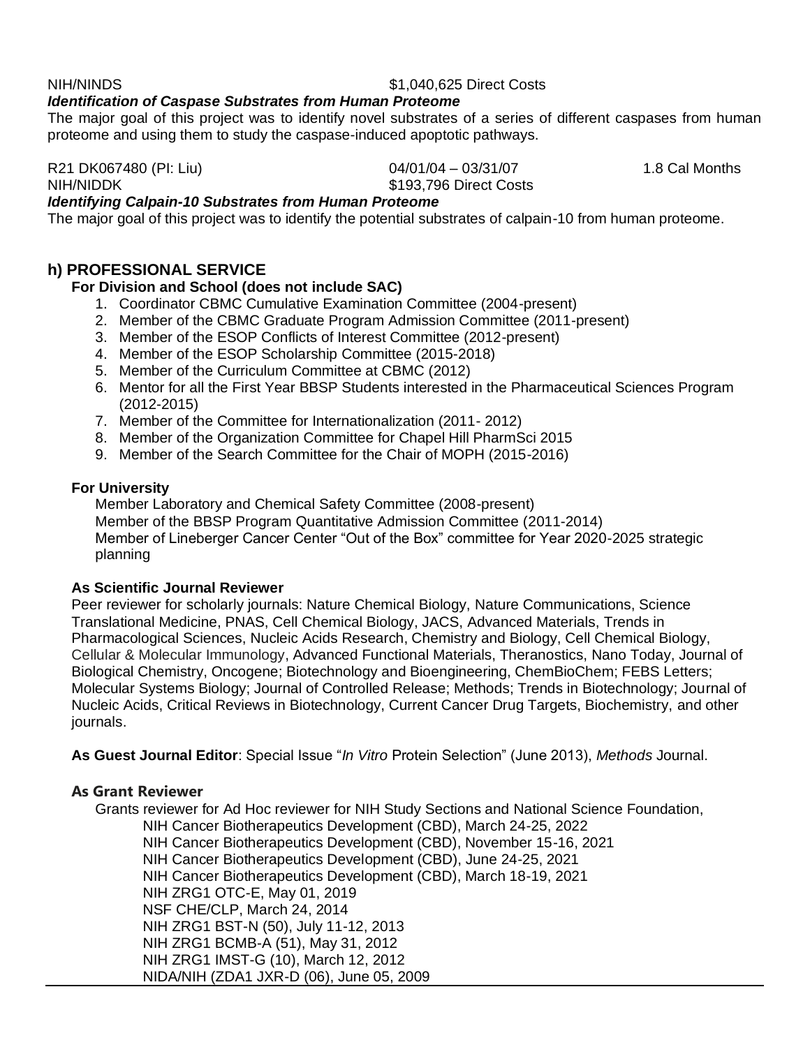NIH/NINDS $1,040,625 Direct Costs

***Identification of Caspase Substrates from Human Proteome***

The major goal of this project was to identify novel substrates of a series of different caspases from human proteome and using them to study the caspase-induced apoptotic pathways.

R21 DK067480 (PI: Liu) 04/01/04 – 03/31/07 1.8 Cal Months
NIH/NIDDK $193,796 Direct Costs

***Identifying Calpain-10 Substrates from Human Proteome***

The major goal of this project was to identify the potential substrates of calpain-10 from human proteome.

## h) PROFESSIONAL SERVICE

**For Division and School (does not include SAC)**

1. Coordinator CBMC Cumulative Examination Committee (2004-present)
2. Member of the CBMC Graduate Program Admission Committee (2011-present)
3. Member of the ESOP Conflicts of Interest Committee (2012-present)
4. Member of the ESOP Scholarship Committee (2015-2018)
5. Member of the Curriculum Committee at CBMC (2012)
6. Mentor for all the First Year BBSP Students interested in the Pharmaceutical Sciences Program (2012-2015)
7. Member of the Committee for Internationalization (2011- 2012)
8. Member of the Organization Committee for Chapel Hill PharmSci 2015
9. Member of the Search Committee for the Chair of MOPH (2015-2016)

**For University**

Member Laboratory and Chemical Safety Committee (2008-present)
Member of the BBSP Program Quantitative Admission Committee (2011-2014)
Member of Lineberger Cancer Center "Out of the Box" committee for Year 2020-2025 strategic planning

**As Scientific Journal Reviewer**

Peer reviewer for scholarly journals: Nature Chemical Biology, Nature Communications, Science Translational Medicine, PNAS, Cell Chemical Biology, JACS, Advanced Materials, Trends in Pharmacological Sciences, Nucleic Acids Research, Chemistry and Biology, Cell Chemical Biology, Cellular & Molecular Immunology, Advanced Functional Materials, Theranostics, Nano Today, Journal of Biological Chemistry, Oncogene; Biotechnology and Bioengineering, ChemBioChem; FEBS Letters; Molecular Systems Biology; Journal of Controlled Release; Methods; Trends in Biotechnology; Journal of Nucleic Acids, Critical Reviews in Biotechnology, Current Cancer Drug Targets, Biochemistry, and other journals.

**As Guest Journal Editor**: Special Issue "*In Vitro* Protein Selection" (June 2013), *Methods* Journal.

**As Grant Reviewer**

Grants reviewer for Ad Hoc reviewer for NIH Study Sections and National Science Foundation,

NIH Cancer Biotherapeutics Development (CBD), March 24-25, 2022
NIH Cancer Biotherapeutics Development (CBD), November 15-16, 2021
NIH Cancer Biotherapeutics Development (CBD), June 24-25, 2021
NIH Cancer Biotherapeutics Development (CBD), March 18-19, 2021
NIH ZRG1 OTC-E, May 01, 2019
NSF CHE/CLP, March 24, 2014
NIH ZRG1 BST-N (50), July 11-12, 2013
NIH ZRG1 BCMB-A (51), May 31, 2012
NIH ZRG1 IMST-G (10), March 12, 2012
NIDA/NIH (ZDA1 JXR-D (06), June 05, 2009